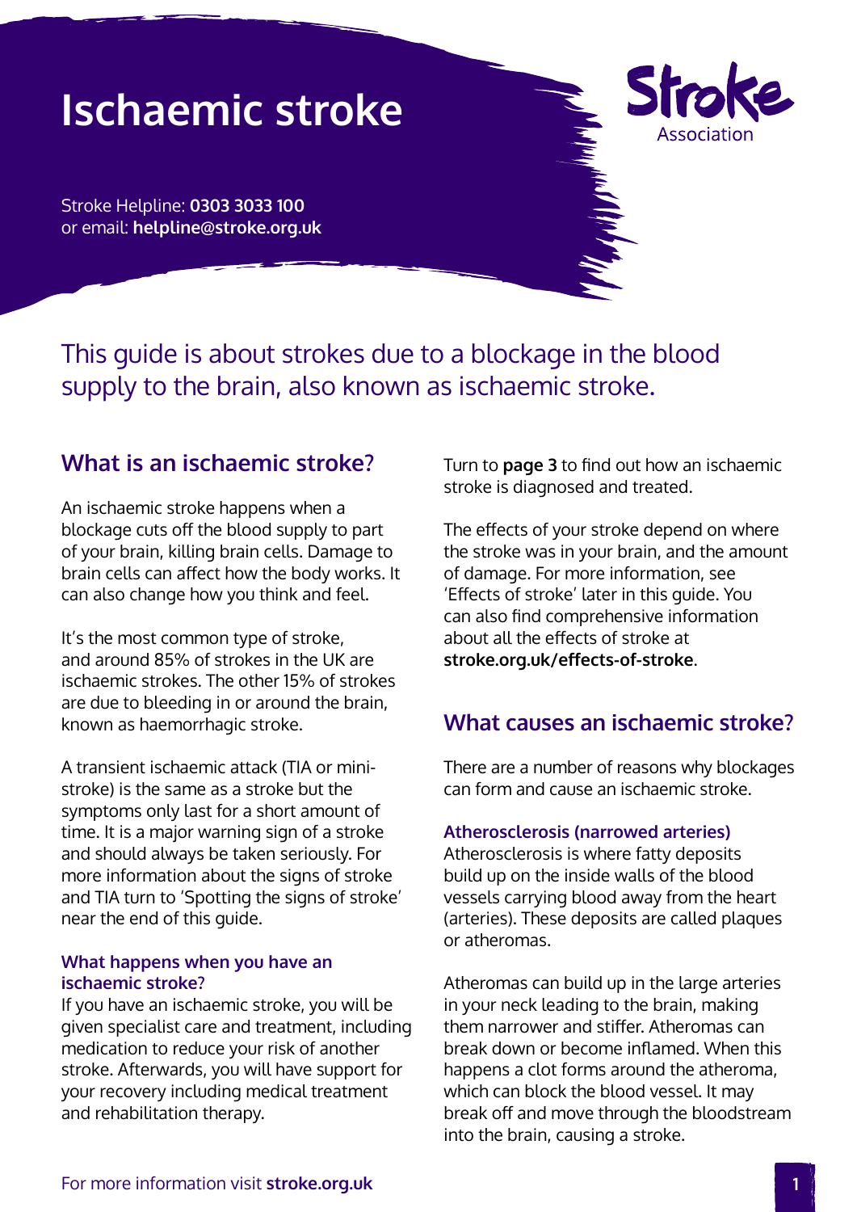# Ischaemic stroke

Stroke Association

Stroke Helpline: **0303 3033 100**
or email: **helpline@stroke.org.uk**

This guide is about strokes due to a blockage in the blood supply to the brain, also known as ischaemic stroke.

## What is an ischaemic stroke?

An ischaemic stroke happens when a blockage cuts off the blood supply to part of your brain, killing brain cells. Damage to brain cells can affect how the body works. It can also change how you think and feel.

It's the most common type of stroke, and around 85% of strokes in the UK are ischaemic strokes. The other 15% of strokes are due to bleeding in or around the brain, known as haemorrhagic stroke.

A transient ischaemic attack (TIA or mini-stroke) is the same as a stroke but the symptoms only last for a short amount of time. It is a major warning sign of a stroke and should always be taken seriously. For more information about the signs of stroke and TIA turn to 'Spotting the signs of stroke' near the end of this guide.

### What happens when you have an ischaemic stroke?

If you have an ischaemic stroke, you will be given specialist care and treatment, including medication to reduce your risk of another stroke. Afterwards, you will have support for your recovery including medical treatment and rehabilitation therapy.

Turn to **page 3** to find out how an ischaemic stroke is diagnosed and treated.

The effects of your stroke depend on where the stroke was in your brain, and the amount of damage. For more information, see 'Effects of stroke' later in this guide. You can also find comprehensive information about all the effects of stroke at **stroke.org.uk/effects-of-stroke**.

## What causes an ischaemic stroke?

There are a number of reasons why blockages can form and cause an ischaemic stroke.

### Atherosclerosis (narrowed arteries)

Atherosclerosis is where fatty deposits build up on the inside walls of the blood vessels carrying blood away from the heart (arteries). These deposits are called plaques or atheromas.

Atheromas can build up in the large arteries in your neck leading to the brain, making them narrower and stiffer. Atheromas can break down or become inflamed. When this happens a clot forms around the atheroma, which can block the blood vessel. It may break off and move through the bloodstream into the brain, causing a stroke.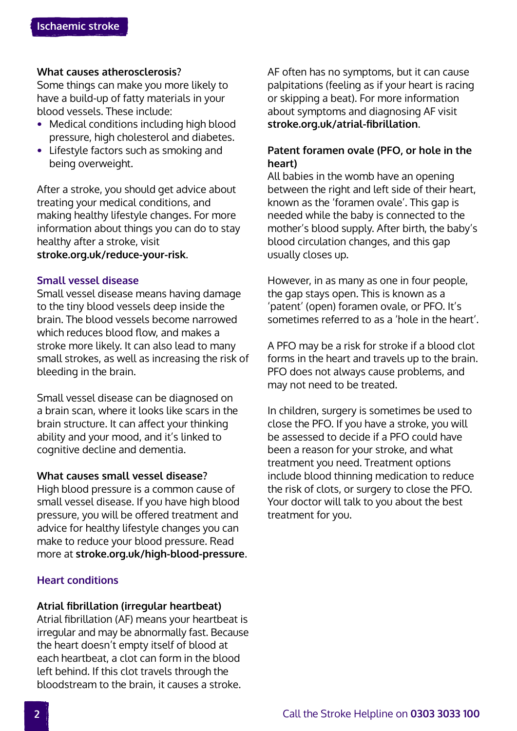**What causes atherosclerosis?**
Some things can make you more likely to have a build-up of fatty materials in your blood vessels. These include:

- Medical conditions including high blood pressure, high cholesterol and diabetes.
- Lifestyle factors such as smoking and being overweight.

After a stroke, you should get advice about treating your medical conditions, and making healthy lifestyle changes. For more information about things you can do to stay healthy after a stroke, visit **stroke.org.uk/reduce-your-risk**.

## Small vessel disease

Small vessel disease means having damage to the tiny blood vessels deep inside the brain. The blood vessels become narrowed which reduces blood flow, and makes a stroke more likely. It can also lead to many small strokes, as well as increasing the risk of bleeding in the brain.

Small vessel disease can be diagnosed on a brain scan, where it looks like scars in the brain structure. It can affect your thinking ability and your mood, and it's linked to cognitive decline and dementia.

**What causes small vessel disease?**
High blood pressure is a common cause of small vessel disease. If you have high blood pressure, you will be offered treatment and advice for healthy lifestyle changes you can make to reduce your blood pressure. Read more at **stroke.org.uk/high-blood-pressure**.

## Heart conditions

**Atrial fibrillation (irregular heartbeat)**
Atrial fibrillation (AF) means your heartbeat is irregular and may be abnormally fast. Because the heart doesn't empty itself of blood at each heartbeat, a clot can form in the blood left behind. If this clot travels through the bloodstream to the brain, it causes a stroke.

AF often has no symptoms, but it can cause palpitations (feeling as if your heart is racing or skipping a beat). For more information about symptoms and diagnosing AF visit **stroke.org.uk/atrial-fibrillation**.

**Patent foramen ovale (PFO, or hole in the heart)**
All babies in the womb have an opening between the right and left side of their heart, known as the 'foramen ovale'. This gap is needed while the baby is connected to the mother's blood supply. After birth, the baby's blood circulation changes, and this gap usually closes up.

However, in as many as one in four people, the gap stays open. This is known as a 'patent' (open) foramen ovale, or PFO. It's sometimes referred to as a 'hole in the heart'.

A PFO may be a risk for stroke if a blood clot forms in the heart and travels up to the brain. PFO does not always cause problems, and may not need to be treated.

In children, surgery is sometimes be used to close the PFO. If you have a stroke, you will be assessed to decide if a PFO could have been a reason for your stroke, and what treatment you need. Treatment options include blood thinning medication to reduce the risk of clots, or surgery to close the PFO. Your doctor will talk to you about the best treatment for you.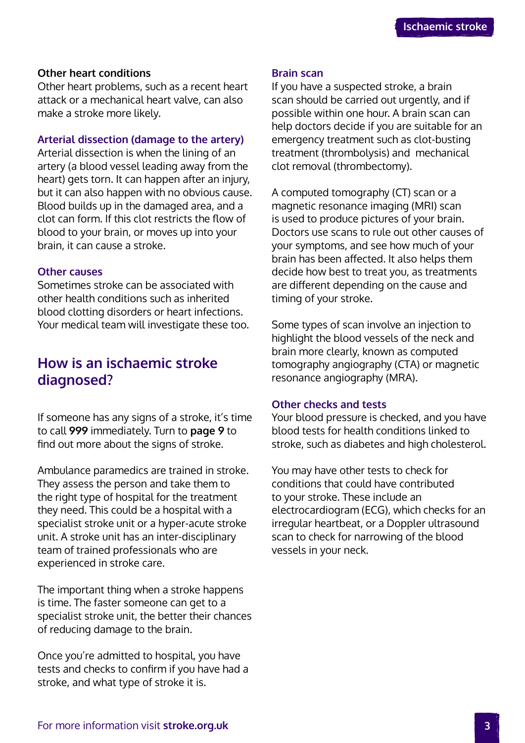### Other heart conditions

Other heart problems, such as a recent heart attack or a mechanical heart valve, can also make a stroke more likely.

### Arterial dissection (damage to the artery)

Arterial dissection is when the lining of an artery (a blood vessel leading away from the heart) gets torn. It can happen after an injury, but it can also happen with no obvious cause. Blood builds up in the damaged area, and a clot can form. If this clot restricts the flow of blood to your brain, or moves up into your brain, it can cause a stroke.

### Other causes

Sometimes stroke can be associated with other health conditions such as inherited blood clotting disorders or heart infections. Your medical team will investigate these too.

## How is an ischaemic stroke diagnosed?

If someone has any signs of a stroke, it's time to call **999** immediately. Turn to **page 9** to find out more about the signs of stroke.

Ambulance paramedics are trained in stroke. They assess the person and take them to the right type of hospital for the treatment they need. This could be a hospital with a specialist stroke unit or a hyper-acute stroke unit. A stroke unit has an inter-disciplinary team of trained professionals who are experienced in stroke care.

The important thing when a stroke happens is time. The faster someone can get to a specialist stroke unit, the better their chances of reducing damage to the brain.

Once you're admitted to hospital, you have tests and checks to confirm if you have had a stroke, and what type of stroke it is.

### Brain scan

If you have a suspected stroke, a brain scan should be carried out urgently, and if possible within one hour. A brain scan can help doctors decide if you are suitable for an emergency treatment such as clot-busting treatment (thrombolysis) and mechanical clot removal (thrombectomy).

A computed tomography (CT) scan or a magnetic resonance imaging (MRI) scan is used to produce pictures of your brain. Doctors use scans to rule out other causes of your symptoms, and see how much of your brain has been affected. It also helps them decide how best to treat you, as treatments are different depending on the cause and timing of your stroke.

Some types of scan involve an injection to highlight the blood vessels of the neck and brain more clearly, known as computed tomography angiography (CTA) or magnetic resonance angiography (MRA).

### Other checks and tests

Your blood pressure is checked, and you have blood tests for health conditions linked to stroke, such as diabetes and high cholesterol.

You may have other tests to check for conditions that could have contributed to your stroke. These include an electrocardiogram (ECG), which checks for an irregular heartbeat, or a Doppler ultrasound scan to check for narrowing of the blood vessels in your neck.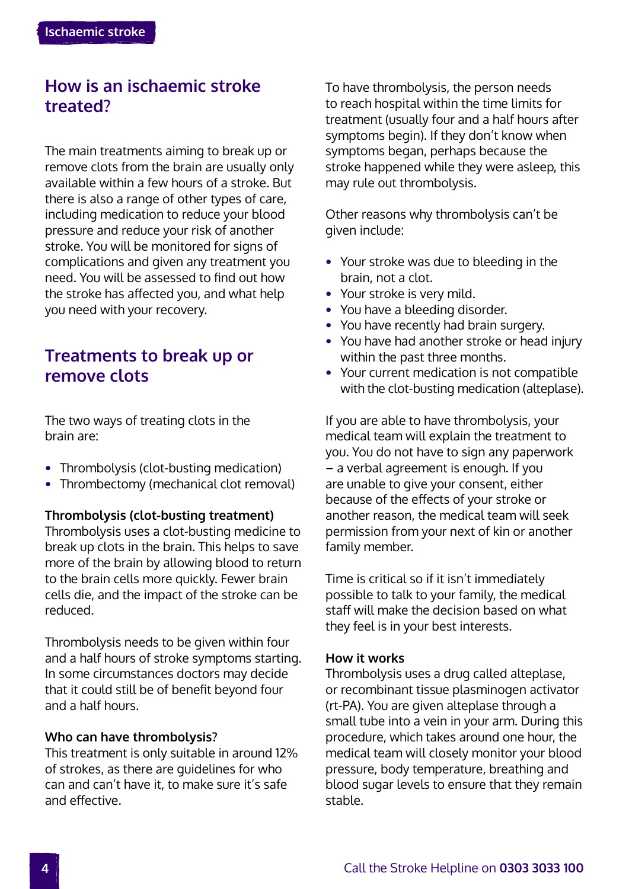## How is an ischaemic stroke treated?

The main treatments aiming to break up or remove clots from the brain are usually only available within a few hours of a stroke. But there is also a range of other types of care, including medication to reduce your blood pressure and reduce your risk of another stroke. You will be monitored for signs of complications and given any treatment you need. You will be assessed to find out how the stroke has affected you, and what help you need with your recovery.

## Treatments to break up or remove clots

The two ways of treating clots in the brain are:

- Thrombolysis (clot-busting medication)
- Thrombectomy (mechanical clot removal)

**Thrombolysis (clot-busting treatment)**
Thrombolysis uses a clot-busting medicine to break up clots in the brain. This helps to save more of the brain by allowing blood to return to the brain cells more quickly. Fewer brain cells die, and the impact of the stroke can be reduced.

Thrombolysis needs to be given within four and a half hours of stroke symptoms starting. In some circumstances doctors may decide that it could still be of benefit beyond four and a half hours.

**Who can have thrombolysis?**
This treatment is only suitable in around 12% of strokes, as there are guidelines for who can and can't have it, to make sure it's safe and effective.

To have thrombolysis, the person needs to reach hospital within the time limits for treatment (usually four and a half hours after symptoms begin). If they don't know when symptoms began, perhaps because the stroke happened while they were asleep, this may rule out thrombolysis.

Other reasons why thrombolysis can't be given include:

- Your stroke was due to bleeding in the brain, not a clot.
- Your stroke is very mild.
- You have a bleeding disorder.
- You have recently had brain surgery.
- You have had another stroke or head injury within the past three months.
- Your current medication is not compatible with the clot-busting medication (alteplase).

If you are able to have thrombolysis, your medical team will explain the treatment to you. You do not have to sign any paperwork – a verbal agreement is enough. If you are unable to give your consent, either because of the effects of your stroke or another reason, the medical team will seek permission from your next of kin or another family member.

Time is critical so if it isn't immediately possible to talk to your family, the medical staff will make the decision based on what they feel is in your best interests.

**How it works**
Thrombolysis uses a drug called alteplase, or recombinant tissue plasminogen activator (rt-PA). You are given alteplase through a small tube into a vein in your arm. During this procedure, which takes around one hour, the medical team will closely monitor your blood pressure, body temperature, breathing and blood sugar levels to ensure that they remain stable.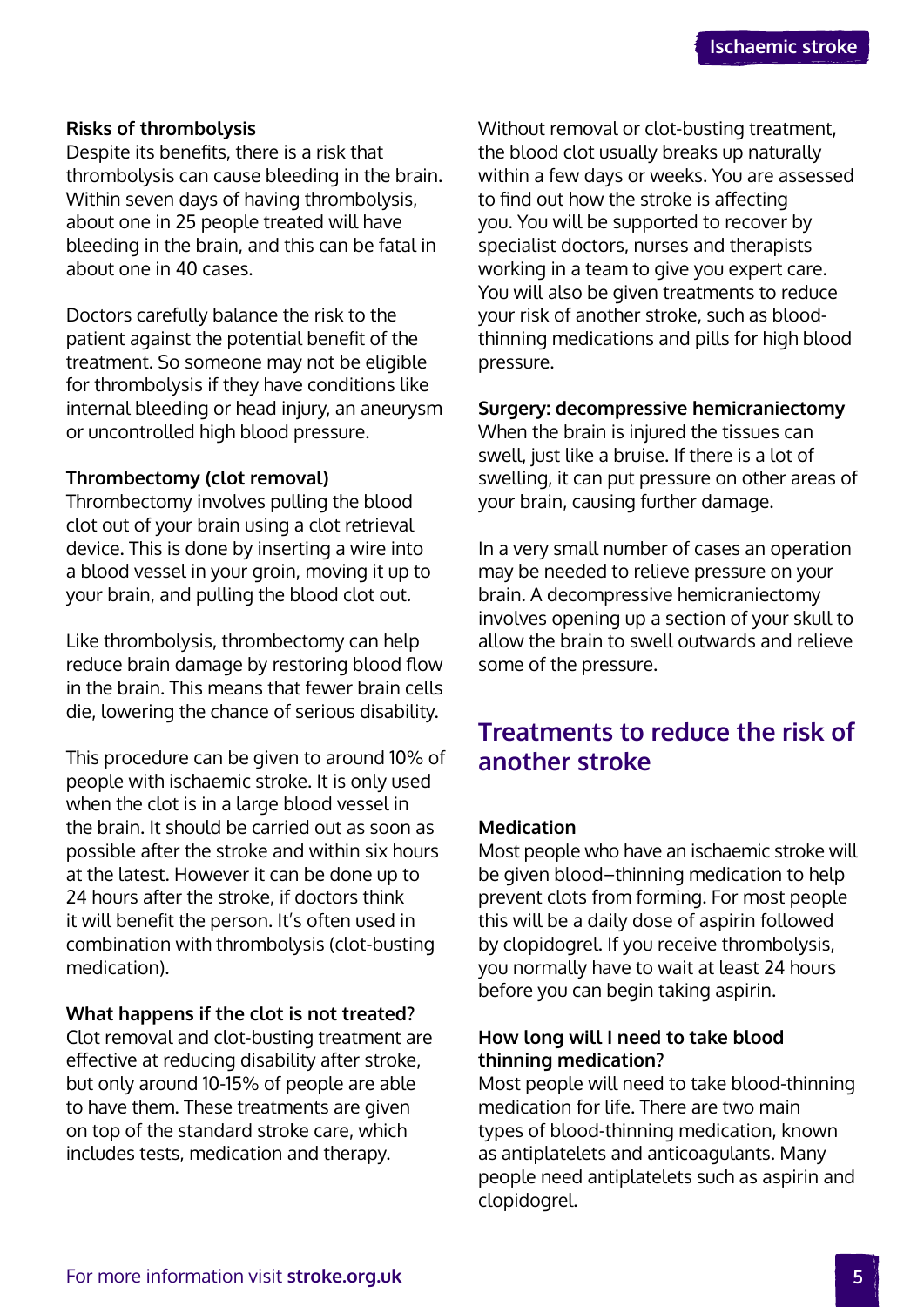### Risks of thrombolysis

Despite its benefits, there is a risk that thrombolysis can cause bleeding in the brain. Within seven days of having thrombolysis, about one in 25 people treated will have bleeding in the brain, and this can be fatal in about one in 40 cases.

Doctors carefully balance the risk to the patient against the potential benefit of the treatment. So someone may not be eligible for thrombolysis if they have conditions like internal bleeding or head injury, an aneurysm or uncontrolled high blood pressure.

### Thrombectomy (clot removal)

Thrombectomy involves pulling the blood clot out of your brain using a clot retrieval device. This is done by inserting a wire into a blood vessel in your groin, moving it up to your brain, and pulling the blood clot out.

Like thrombolysis, thrombectomy can help reduce brain damage by restoring blood flow in the brain. This means that fewer brain cells die, lowering the chance of serious disability.

This procedure can be given to around 10% of people with ischaemic stroke. It is only used when the clot is in a large blood vessel in the brain. It should be carried out as soon as possible after the stroke and within six hours at the latest. However it can be done up to 24 hours after the stroke, if doctors think it will benefit the person. It's often used in combination with thrombolysis (clot-busting medication).

### What happens if the clot is not treated?

Clot removal and clot-busting treatment are effective at reducing disability after stroke, but only around 10-15% of people are able to have them. These treatments are given on top of the standard stroke care, which includes tests, medication and therapy.

Without removal or clot-busting treatment, the blood clot usually breaks up naturally within a few days or weeks. You are assessed to find out how the stroke is affecting you. You will be supported to recover by specialist doctors, nurses and therapists working in a team to give you expert care. You will also be given treatments to reduce your risk of another stroke, such as blood-thinning medications and pills for high blood pressure.

### Surgery: decompressive hemicraniectomy

When the brain is injured the tissues can swell, just like a bruise. If there is a lot of swelling, it can put pressure on other areas of your brain, causing further damage.

In a very small number of cases an operation may be needed to relieve pressure on your brain. A decompressive hemicraniectomy involves opening up a section of your skull to allow the brain to swell outwards and relieve some of the pressure.

## Treatments to reduce the risk of another stroke

### Medication

Most people who have an ischaemic stroke will be given blood–thinning medication to help prevent clots from forming. For most people this will be a daily dose of aspirin followed by clopidogrel. If you receive thrombolysis, you normally have to wait at least 24 hours before you can begin taking aspirin.

### How long will I need to take blood thinning medication?

Most people will need to take blood-thinning medication for life. There are two main types of blood-thinning medication, known as antiplatelets and anticoagulants. Many people need antiplatelets such as aspirin and clopidogrel.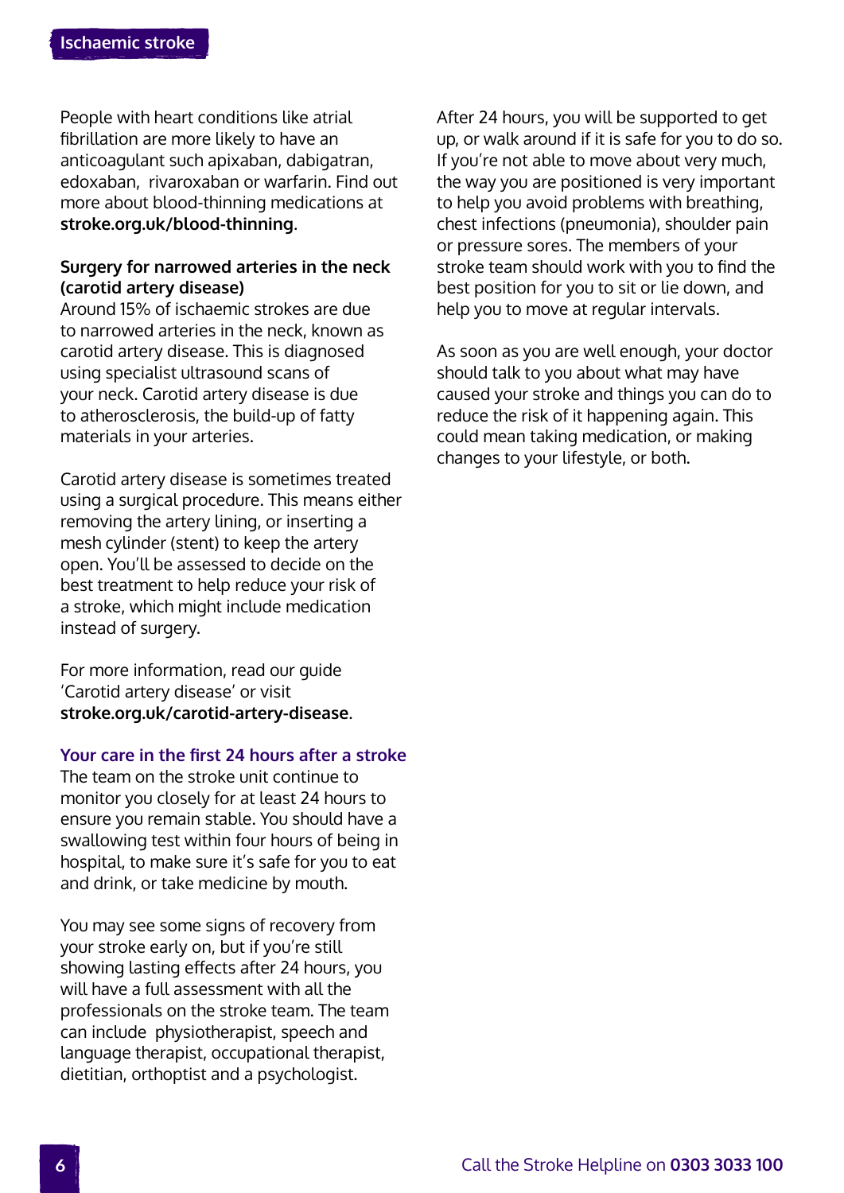People with heart conditions like atrial fibrillation are more likely to have an anticoagulant such apixaban, dabigatran, edoxaban, rivaroxaban or warfarin. Find out more about blood-thinning medications at **stroke.org.uk/blood-thinning**.

**Surgery for narrowed arteries in the neck (carotid artery disease)**

Around 15% of ischaemic strokes are due to narrowed arteries in the neck, known as carotid artery disease. This is diagnosed using specialist ultrasound scans of your neck. Carotid artery disease is due to atherosclerosis, the build-up of fatty materials in your arteries.

Carotid artery disease is sometimes treated using a surgical procedure. This means either removing the artery lining, or inserting a mesh cylinder (stent) to keep the artery open. You'll be assessed to decide on the best treatment to help reduce your risk of a stroke, which might include medication instead of surgery.

For more information, read our guide 'Carotid artery disease' or visit **stroke.org.uk/carotid-artery-disease**.

## Your care in the first 24 hours after a stroke

The team on the stroke unit continue to monitor you closely for at least 24 hours to ensure you remain stable. You should have a swallowing test within four hours of being in hospital, to make sure it's safe for you to eat and drink, or take medicine by mouth.

You may see some signs of recovery from your stroke early on, but if you're still showing lasting effects after 24 hours, you will have a full assessment with all the professionals on the stroke team. The team can include physiotherapist, speech and language therapist, occupational therapist, dietitian, orthoptist and a psychologist.

After 24 hours, you will be supported to get up, or walk around if it is safe for you to do so. If you're not able to move about very much, the way you are positioned is very important to help you avoid problems with breathing, chest infections (pneumonia), shoulder pain or pressure sores. The members of your stroke team should work with you to find the best position for you to sit or lie down, and help you to move at regular intervals.

As soon as you are well enough, your doctor should talk to you about what may have caused your stroke and things you can do to reduce the risk of it happening again. This could mean taking medication, or making changes to your lifestyle, or both.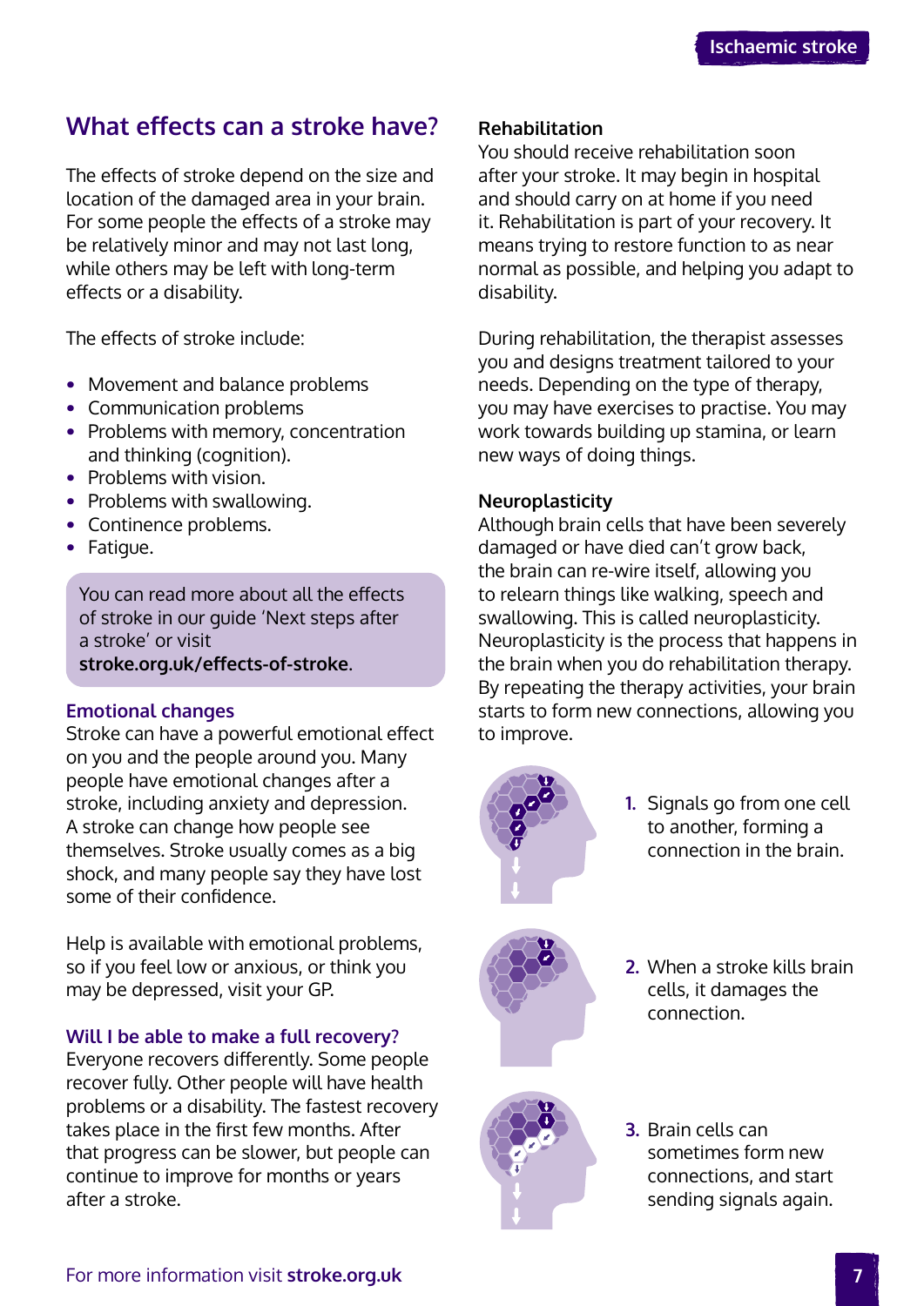## What effects can a stroke have?

The effects of stroke depend on the size and location of the damaged area in your brain. For some people the effects of a stroke may be relatively minor and may not last long, while others may be left with long-term effects or a disability.

The effects of stroke include:

- Movement and balance problems
- Communication problems
- Problems with memory, concentration and thinking (cognition).
- Problems with vision.
- Problems with swallowing.
- Continence problems.
- Fatigue.

You can read more about all the effects of stroke in our guide 'Next steps after a stroke' or visit **stroke.org.uk/effects-of-stroke**.

### Emotional changes

Stroke can have a powerful emotional effect on you and the people around you. Many people have emotional changes after a stroke, including anxiety and depression. A stroke can change how people see themselves. Stroke usually comes as a big shock, and many people say they have lost some of their confidence.

Help is available with emotional problems, so if you feel low or anxious, or think you may be depressed, visit your GP.

### Will I be able to make a full recovery?

Everyone recovers differently. Some people recover fully. Other people will have health problems or a disability. The fastest recovery takes place in the first few months. After that progress can be slower, but people can continue to improve for months or years after a stroke.

### Rehabilitation

You should receive rehabilitation soon after your stroke. It may begin in hospital and should carry on at home if you need it. Rehabilitation is part of your recovery. It means trying to restore function to as near normal as possible, and helping you adapt to disability.

During rehabilitation, the therapist assesses you and designs treatment tailored to your needs. Depending on the type of therapy, you may have exercises to practise. You may work towards building up stamina, or learn new ways of doing things.

### Neuroplasticity

Although brain cells that have been severely damaged or have died can't grow back, the brain can re-wire itself, allowing you to relearn things like walking, speech and swallowing. This is called neuroplasticity. Neuroplasticity is the process that happens in the brain when you do rehabilitation therapy. By repeating the therapy activities, your brain starts to form new connections, allowing you to improve.

1. Signals go from one cell to another, forming a connection in the brain.
2. When a stroke kills brain cells, it damages the connection.
3. Brain cells can sometimes form new connections, and start sending signals again.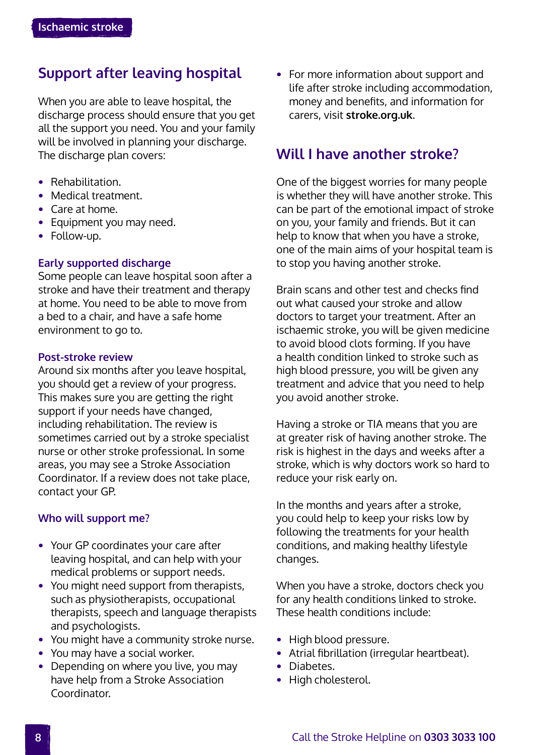## Support after leaving hospital

When you are able to leave hospital, the discharge process should ensure that you get all the support you need. You and your family will be involved in planning your discharge. The discharge plan covers:

- Rehabilitation.
- Medical treatment.
- Care at home.
- Equipment you may need.
- Follow-up.

### Early supported discharge

Some people can leave hospital soon after a stroke and have their treatment and therapy at home. You need to be able to move from a bed to a chair, and have a safe home environment to go to.

### Post-stroke review

Around six months after you leave hospital, you should get a review of your progress. This makes sure you are getting the right support if your needs have changed, including rehabilitation. The review is sometimes carried out by a stroke specialist nurse or other stroke professional. In some areas, you may see a Stroke Association Coordinator. If a review does not take place, contact your GP.

### Who will support me?

- Your GP coordinates your care after leaving hospital, and can help with your medical problems or support needs.
- You might need support from therapists, such as physiotherapists, occupational therapists, speech and language therapists and psychologists.
- You might have a community stroke nurse.
- You may have a social worker.
- Depending on where you live, you may have help from a Stroke Association Coordinator.
- For more information about support and life after stroke including accommodation, money and benefits, and information for carers, visit **stroke.org.uk**.

## Will I have another stroke?

One of the biggest worries for many people is whether they will have another stroke. This can be part of the emotional impact of stroke on you, your family and friends. But it can help to know that when you have a stroke, one of the main aims of your hospital team is to stop you having another stroke.

Brain scans and other test and checks find out what caused your stroke and allow doctors to target your treatment. After an ischaemic stroke, you will be given medicine to avoid blood clots forming. If you have a health condition linked to stroke such as high blood pressure, you will be given any treatment and advice that you need to help you avoid another stroke.

Having a stroke or TIA means that you are at greater risk of having another stroke. The risk is highest in the days and weeks after a stroke, which is why doctors work so hard to reduce your risk early on.

In the months and years after a stroke, you could help to keep your risks low by following the treatments for your health conditions, and making healthy lifestyle changes.

When you have a stroke, doctors check you for any health conditions linked to stroke. These health conditions include:

- High blood pressure.
- Atrial fibrillation (irregular heartbeat).
- Diabetes.
- High cholesterol.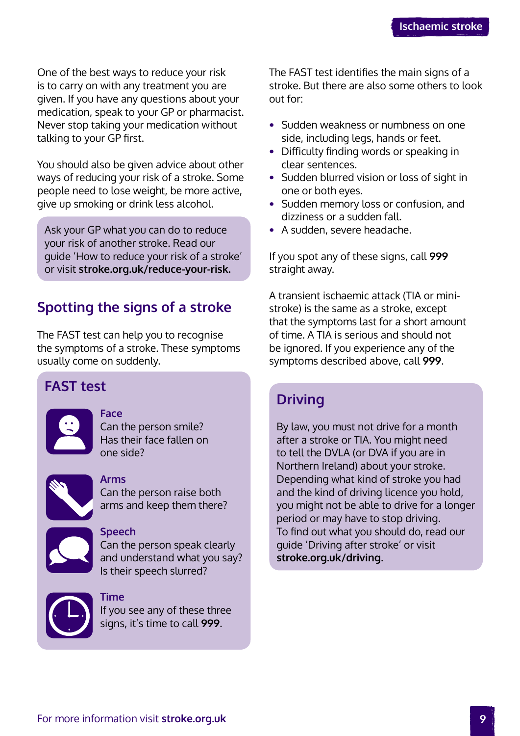One of the best ways to reduce your risk is to carry on with any treatment you are given. If you have any questions about your medication, speak to your GP or pharmacist. Never stop taking your medication without talking to your GP first.

You should also be given advice about other ways of reducing your risk of a stroke. Some people need to lose weight, be more active, give up smoking or drink less alcohol.

Ask your GP what you can do to reduce your risk of another stroke. Read our guide 'How to reduce your risk of a stroke' or visit **stroke.org.uk/reduce-your-risk.**

## Spotting the signs of a stroke

The FAST test can help you to recognise the symptoms of a stroke. These symptoms usually come on suddenly.

### FAST test

**Face**
Can the person smile? Has their face fallen on one side?

**Arms**
Can the person raise both arms and keep them there?

**Speech**
Can the person speak clearly and understand what you say? Is their speech slurred?

**Time**
If you see any of these three signs, it's time to call **999**.

The FAST test identifies the main signs of a stroke. But there are also some others to look out for:

- Sudden weakness or numbness on one side, including legs, hands or feet.
- Difficulty finding words or speaking in clear sentences.
- Sudden blurred vision or loss of sight in one or both eyes.
- Sudden memory loss or confusion, and dizziness or a sudden fall.
- A sudden, severe headache.

If you spot any of these signs, call **999** straight away.

A transient ischaemic attack (TIA or mini-stroke) is the same as a stroke, except that the symptoms last for a short amount of time. A TIA is serious and should not be ignored. If you experience any of the symptoms described above, call **999**.

### Driving

By law, you must not drive for a month after a stroke or TIA. You might need to tell the DVLA (or DVA if you are in Northern Ireland) about your stroke. Depending what kind of stroke you had and the kind of driving licence you hold, you might not be able to drive for a longer period or may have to stop driving.
To find out what you should do, read our guide 'Driving after stroke' or visit **stroke.org.uk/driving**.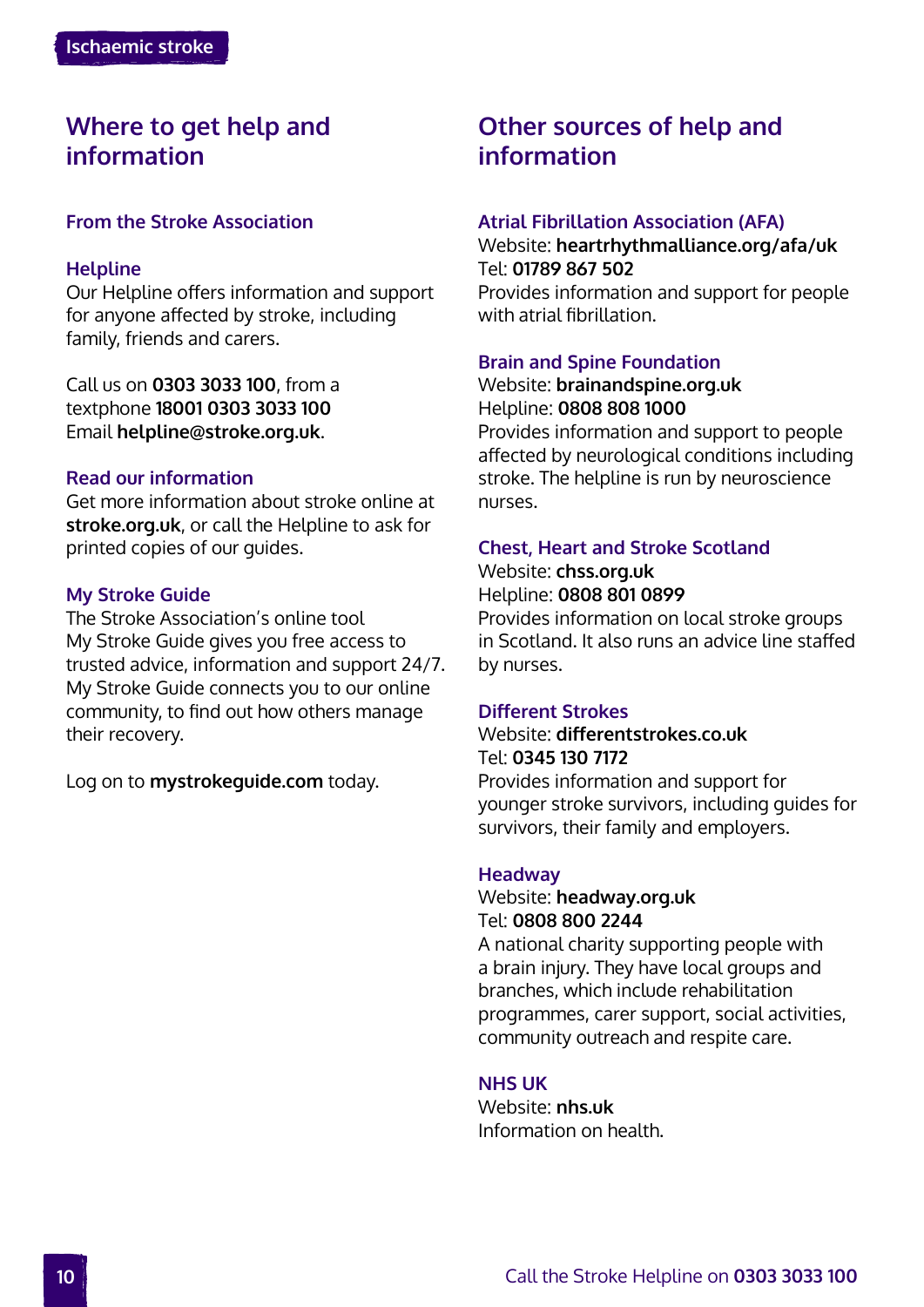## Where to get help and information

### From the Stroke Association

### Helpline

Our Helpline offers information and support for anyone affected by stroke, including family, friends and carers.

Call us on **0303 3033 100**, from a textphone **18001 0303 3033 100**
Email **helpline@stroke.org.uk**.

### Read our information

Get more information about stroke online at **stroke.org.uk**, or call the Helpline to ask for printed copies of our guides.

### My Stroke Guide

The Stroke Association's online tool My Stroke Guide gives you free access to trusted advice, information and support 24/7. My Stroke Guide connects you to our online community, to find out how others manage their recovery.

Log on to **mystrokeguide.com** today.

## Other sources of help and information

### Atrial Fibrillation Association (AFA)

Website: **heartrhythmalliance.org/afa/uk**
Tel: **01789 867 502**
Provides information and support for people with atrial fibrillation.

### Brain and Spine Foundation

Website: **brainandspine.org.uk**
Helpline: **0808 808 1000**
Provides information and support to people affected by neurological conditions including stroke. The helpline is run by neuroscience nurses.

### Chest, Heart and Stroke Scotland

Website: **chss.org.uk**
Helpline: **0808 801 0899**
Provides information on local stroke groups in Scotland. It also runs an advice line staffed by nurses.

### Different Strokes

Website: **differentstrokes.co.uk**
Tel: **0345 130 7172**
Provides information and support for younger stroke survivors, including guides for survivors, their family and employers.

### Headway

Website: **headway.org.uk**
Tel: **0808 800 2244**
A national charity supporting people with a brain injury. They have local groups and branches, which include rehabilitation programmes, carer support, social activities, community outreach and respite care.

### NHS UK

Website: **nhs.uk**
Information on health.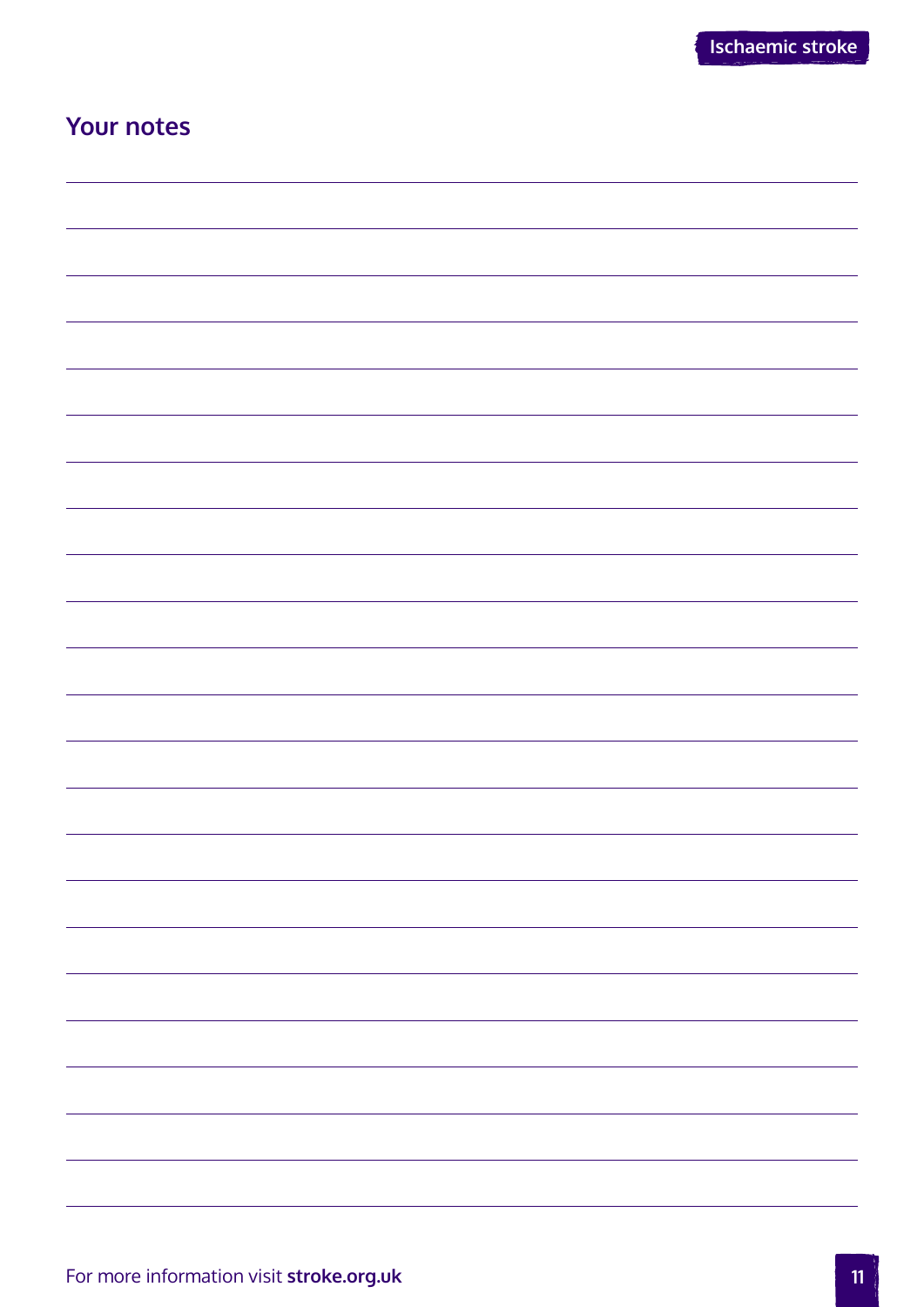## Your notes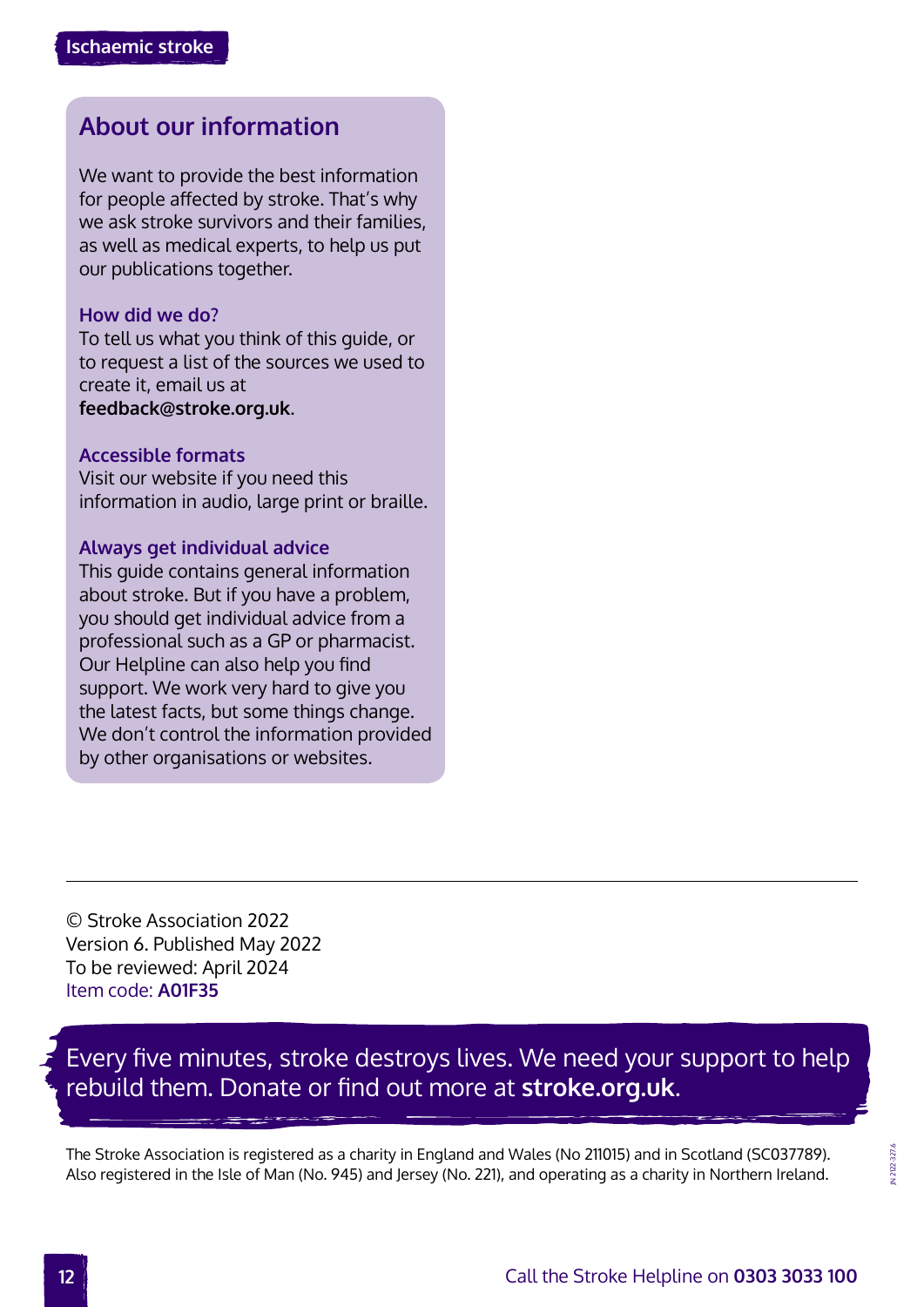## About our information

We want to provide the best information for people affected by stroke. That's why we ask stroke survivors and their families, as well as medical experts, to help us put our publications together.

### How did we do?

To tell us what you think of this guide, or to request a list of the sources we used to create it, email us at **feedback@stroke.org.uk**.

### Accessible formats

Visit our website if you need this information in audio, large print or braille.

### Always get individual advice

This guide contains general information about stroke. But if you have a problem, you should get individual advice from a professional such as a GP or pharmacist. Our Helpline can also help you find support. We work very hard to give you the latest facts, but some things change. We don't control the information provided by other organisations or websites.

---

© Stroke Association 2022
Version 6. Published May 2022
To be reviewed: April 2024
Item code: **A01F35**

Every five minutes, stroke destroys lives. We need your support to help rebuild them. Donate or find out more at **stroke.org.uk**.

The Stroke Association is registered as a charity in England and Wales (No 211015) and in Scotland (SC037789). Also registered in the Isle of Man (No. 945) and Jersey (No. 221), and operating as a charity in Northern Ireland.

JN 2122-327.6

Call the Stroke Helpline on **0303 3033 100**